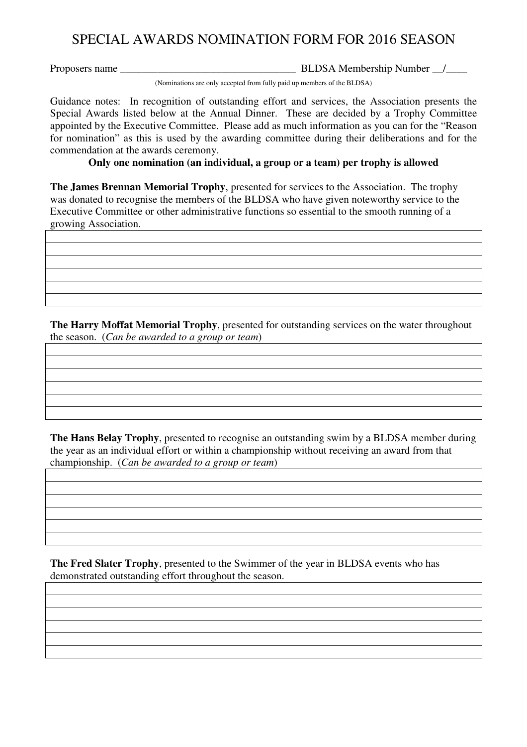# SPECIAL AWARDS NOMINATION FORM FOR 2016 SEASON

Proposers name ________________________________ BLDSA Membership Number __/____

(Nominations are only accepted from fully paid up members of the BLDSA)

Guidance notes: In recognition of outstanding effort and services, the Association presents the Special Awards listed below at the Annual Dinner. These are decided by a Trophy Committee appointed by the Executive Committee. Please add as much information as you can for the "Reason for nomination" as this is used by the awarding committee during their deliberations and for the commendation at the awards ceremony.

**Only one nomination (an individual, a group or a team) per trophy is allowed**

**The James Brennan Memorial Trophy**, presented for services to the Association. The trophy was donated to recognise the members of the BLDSA who have given noteworthy service to the Executive Committee or other administrative functions so essential to the smooth running of a growing Association.

| |
|---|
| |
| |
| |
| |
| |

**The Harry Moffat Memorial Trophy**, presented for outstanding services on the water throughout the season. (*Can be awarded to a group or team*)

| |
|---|
| |
| |
| |
| |
| |

**The Hans Belay Trophy**, presented to recognise an outstanding swim by a BLDSA member during the year as an individual effort or within a championship without receiving an award from that championship. (*Can be awarded to a group or team*)

| |
|---|
| |
| |
| |
| |
| |

**The Fred Slater Trophy**, presented to the Swimmer of the year in BLDSA events who has demonstrated outstanding effort throughout the season.

| |
|---|
| |
| |
| |
| |
| |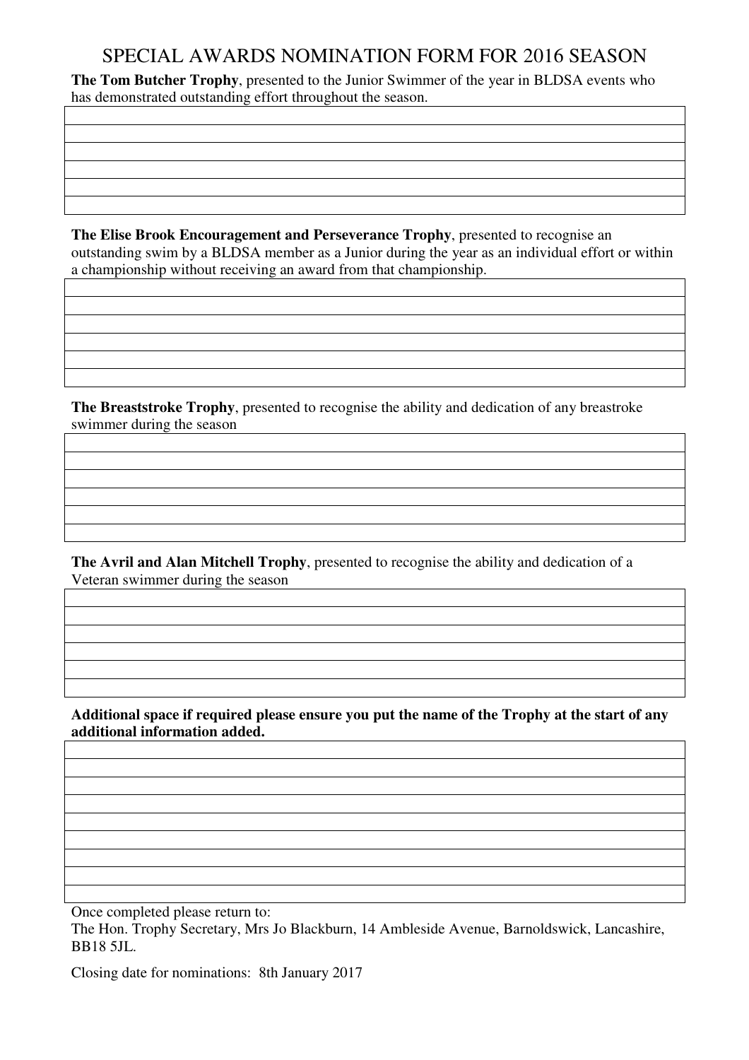# SPECIAL AWARDS NOMINATION FORM FOR 2016 SEASON

**The Tom Butcher Trophy**, presented to the Junior Swimmer of the year in BLDSA events who has demonstrated outstanding effort throughout the season.

| |
|---|
| |
| |
| |
| |
| |

**The Elise Brook Encouragement and Perseverance Trophy**, presented to recognise an outstanding swim by a BLDSA member as a Junior during the year as an individual effort or within a championship without receiving an award from that championship.

| |
|---|
| |
| |
| |
| |
| |

**The Breaststroke Trophy**, presented to recognise the ability and dedication of any breastroke swimmer during the season

| |
|---|
| |
| |
| |
| |
| |

**The Avril and Alan Mitchell Trophy**, presented to recognise the ability and dedication of a Veteran swimmer during the season

| |
|---|
| |
| |
| |
| |
| |

**Additional space if required please ensure you put the name of the Trophy at the start of any additional information added.**

| |
|---|
| |
| |
| |
| |
| |
| |
| |
| |

Once completed please return to:
The Hon. Trophy Secretary, Mrs Jo Blackburn, 14 Ambleside Avenue, Barnoldswick, Lancashire, BB18 5JL.

Closing date for nominations: 8th January 2017